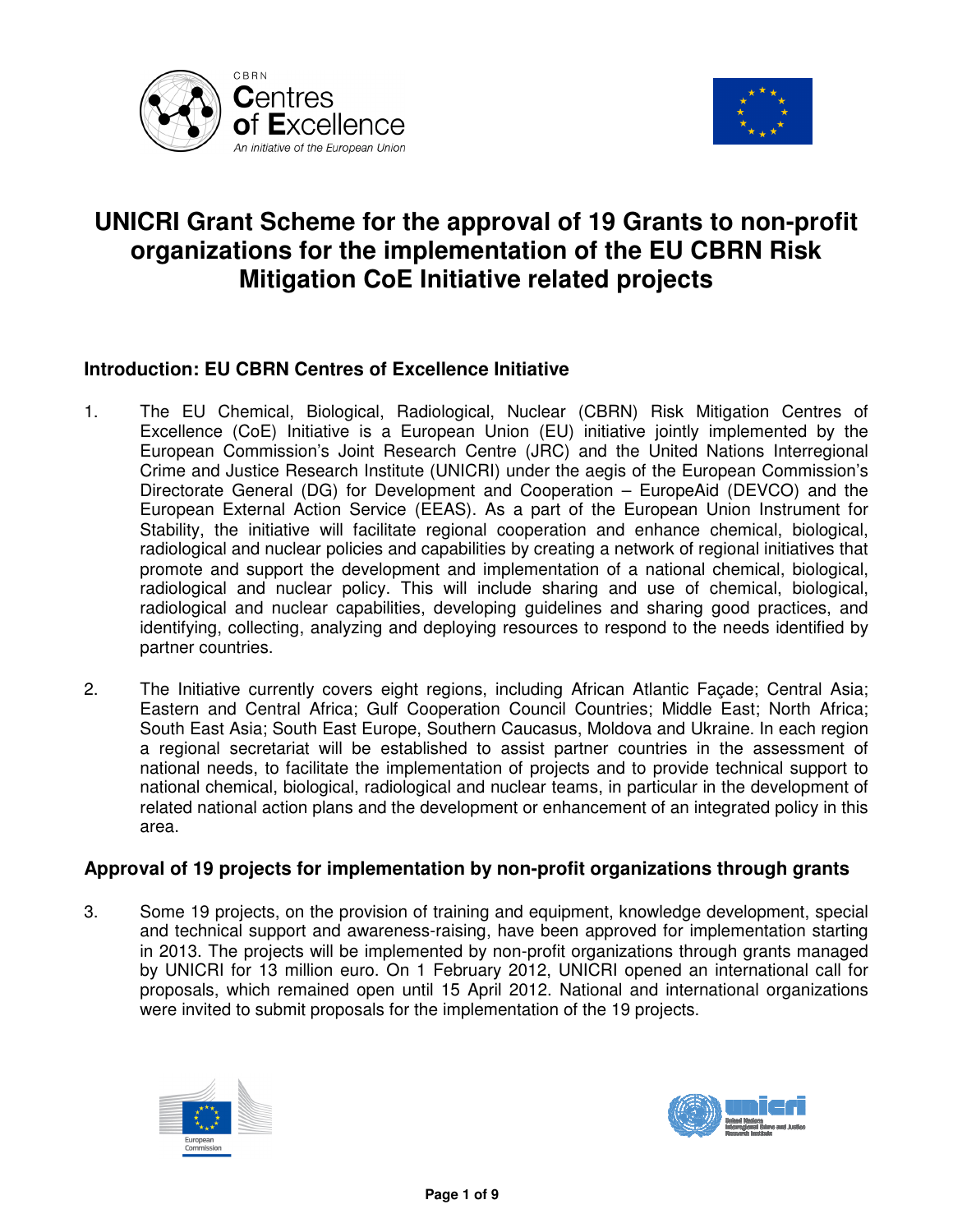# UNICRI Grant Scheme for the approval of 19 Grants to non-profit organizations for the implementation of the EU CBRN Risk Mitigation CoE Initiative related projects

## Introduction: EU CBRN Centres of Excellence Initiative

1. The EU Chemical, Biological, Radiological, Nuclear (CBRN) Risk Mitigation Centres of Excellence (CoE) Initiative is a European Union (EU) initiative jointly implemented by the European Commission's Joint Research Centre (JRC) and the United Nations Interregional Crime and Justice Research Institute (UNICRI) under the aegis of the European Commission's Directorate General (DG) for Development and Cooperation – EuropeAid (DEVCO) and the European External Action Service (EEAS). As a part of the European Union Instrument for Stability, the initiative will facilitate regional cooperation and enhance chemical, biological, radiological and nuclear policies and capabilities by creating a network of regional initiatives that promote and support the development and implementation of a national chemical, biological, radiological and nuclear policy. This will include sharing and use of chemical, biological, radiological and nuclear capabilities, developing guidelines and sharing good practices, and identifying, collecting, analyzing and deploying resources to respond to the needs identified by partner countries.

2. The Initiative currently covers eight regions, including African Atlantic Façade; Central Asia; Eastern and Central Africa; Gulf Cooperation Council Countries; Middle East; North Africa; South East Asia; South East Europe, Southern Caucasus, Moldova and Ukraine. In each region a regional secretariat will be established to assist partner countries in the assessment of national needs, to facilitate the implementation of projects and to provide technical support to national chemical, biological, radiological and nuclear teams, in particular in the development of related national action plans and the development or enhancement of an integrated policy in this area.

## Approval of 19 projects for implementation by non-profit organizations through grants

3. Some 19 projects, on the provision of training and equipment, knowledge development, special and technical support and awareness-raising, have been approved for implementation starting in 2013. The projects will be implemented by non-profit organizations through grants managed by UNICRI for 13 million euro. On 1 February 2012, UNICRI opened an international call for proposals, which remained open until 15 April 2012. National and international organizations were invited to submit proposals for the implementation of the 19 projects.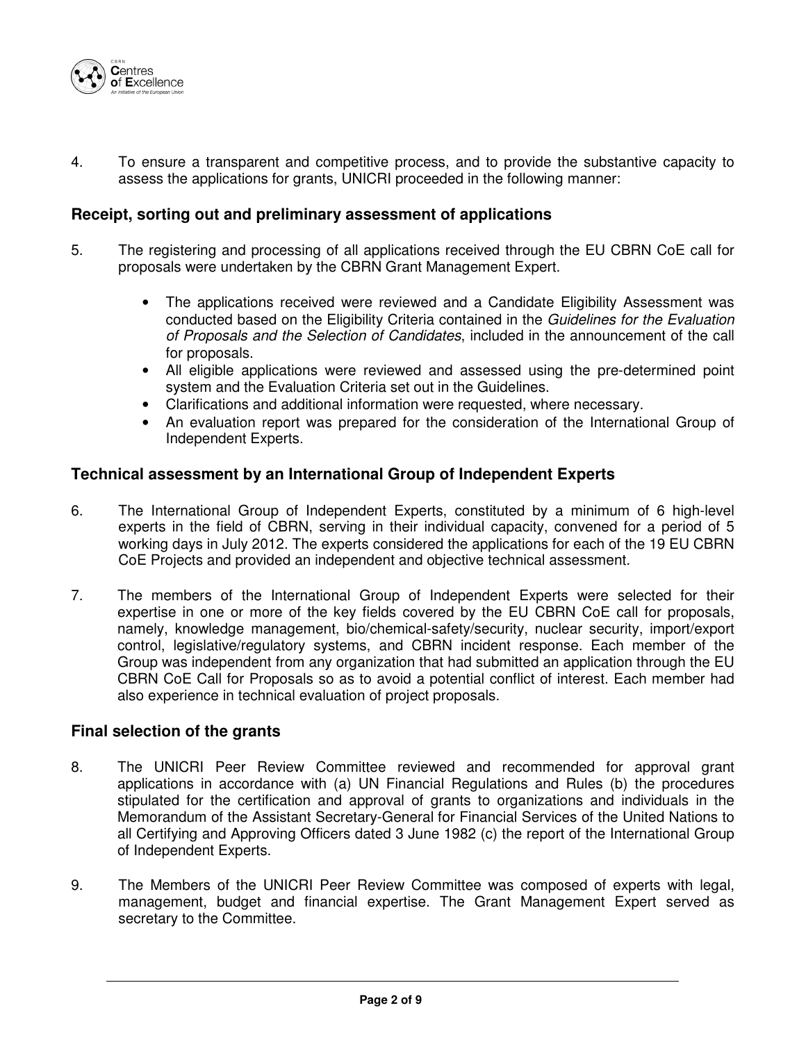4. To ensure a transparent and competitive process, and to provide the substantive capacity to assess the applications for grants, UNICRI proceeded in the following manner:

## Receipt, sorting out and preliminary assessment of applications

5. The registering and processing of all applications received through the EU CBRN CoE call for proposals were undertaken by the CBRN Grant Management Expert.

    - The applications received were reviewed and a Candidate Eligibility Assessment was conducted based on the Eligibility Criteria contained in the *Guidelines for the Evaluation of Proposals and the Selection of Candidates*, included in the announcement of the call for proposals.
    - All eligible applications were reviewed and assessed using the pre-determined point system and the Evaluation Criteria set out in the Guidelines.
    - Clarifications and additional information were requested, where necessary.
    - An evaluation report was prepared for the consideration of the International Group of Independent Experts.

## Technical assessment by an International Group of Independent Experts

6. The International Group of Independent Experts, constituted by a minimum of 6 high-level experts in the field of CBRN, serving in their individual capacity, convened for a period of 5 working days in July 2012. The experts considered the applications for each of the 19 EU CBRN CoE Projects and provided an independent and objective technical assessment.

7. The members of the International Group of Independent Experts were selected for their expertise in one or more of the key fields covered by the EU CBRN CoE call for proposals, namely, knowledge management, bio/chemical-safety/security, nuclear security, import/export control, legislative/regulatory systems, and CBRN incident response. Each member of the Group was independent from any organization that had submitted an application through the EU CBRN CoE Call for Proposals so as to avoid a potential conflict of interest. Each member had also experience in technical evaluation of project proposals.

## Final selection of the grants

8. The UNICRI Peer Review Committee reviewed and recommended for approval grant applications in accordance with (a) UN Financial Regulations and Rules (b) the procedures stipulated for the certification and approval of grants to organizations and individuals in the Memorandum of the Assistant Secretary-General for Financial Services of the United Nations to all Certifying and Approving Officers dated 3 June 1982 (c) the report of the International Group of Independent Experts.

9. The Members of the UNICRI Peer Review Committee was composed of experts with legal, management, budget and financial expertise. The Grant Management Expert served as secretary to the Committee.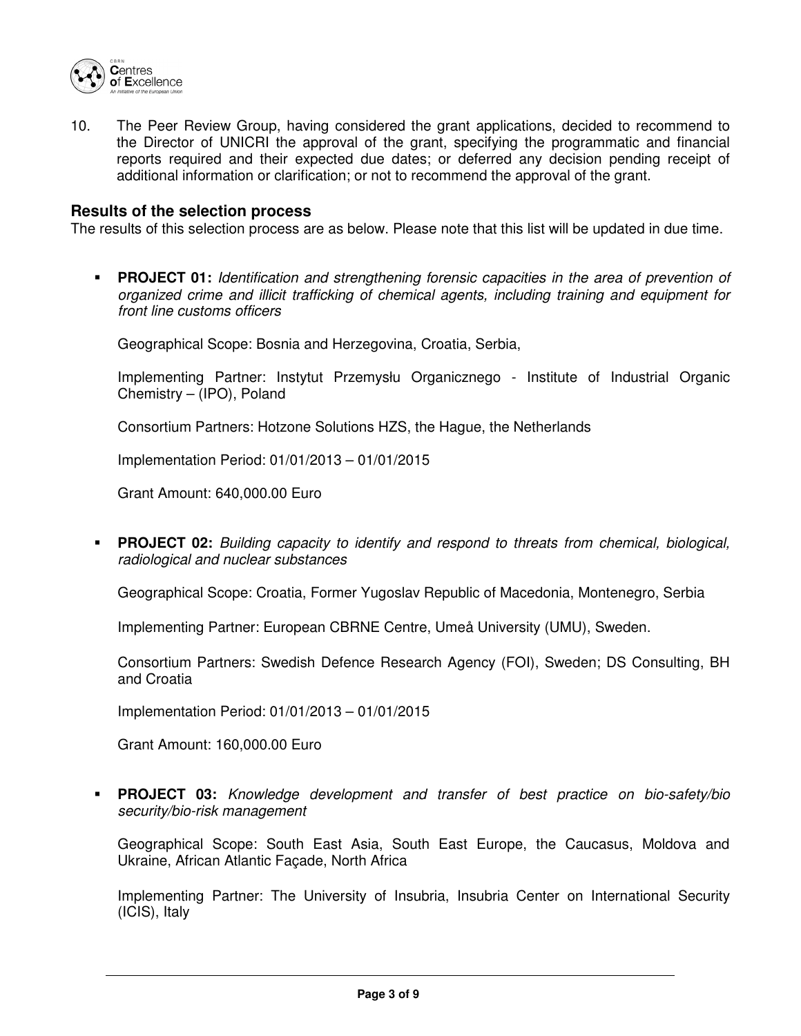10. The Peer Review Group, having considered the grant applications, decided to recommend to the Director of UNICRI the approval of the grant, specifying the programmatic and financial reports required and their expected due dates; or deferred any decision pending receipt of additional information or clarification; or not to recommend the approval of the grant.

## Results of the selection process

The results of this selection process are as below. Please note that this list will be updated in due time.

- **PROJECT 01:** *Identification and strengthening forensic capacities in the area of prevention of organized crime and illicit trafficking of chemical agents, including training and equipment for front line customs officers*

  Geographical Scope: Bosnia and Herzegovina, Croatia, Serbia,

  Implementing Partner: Instytut Przemysłu Organicznego - Institute of Industrial Organic Chemistry – (IPO), Poland

  Consortium Partners: Hotzone Solutions HZS, the Hague, the Netherlands

  Implementation Period: 01/01/2013 – 01/01/2015

  Grant Amount: 640,000.00 Euro

- **PROJECT 02:** *Building capacity to identify and respond to threats from chemical, biological, radiological and nuclear substances*

  Geographical Scope: Croatia, Former Yugoslav Republic of Macedonia, Montenegro, Serbia

  Implementing Partner: European CBRNE Centre, Umeå University (UMU), Sweden.

  Consortium Partners: Swedish Defence Research Agency (FOI), Sweden; DS Consulting, BH and Croatia

  Implementation Period: 01/01/2013 – 01/01/2015

  Grant Amount: 160,000.00 Euro

- **PROJECT 03:** *Knowledge development and transfer of best practice on bio-safety/bio security/bio-risk management*

  Geographical Scope: South East Asia, South East Europe, the Caucasus, Moldova and Ukraine, African Atlantic Façade, North Africa

  Implementing Partner: The University of Insubria, Insubria Center on International Security (ICIS), Italy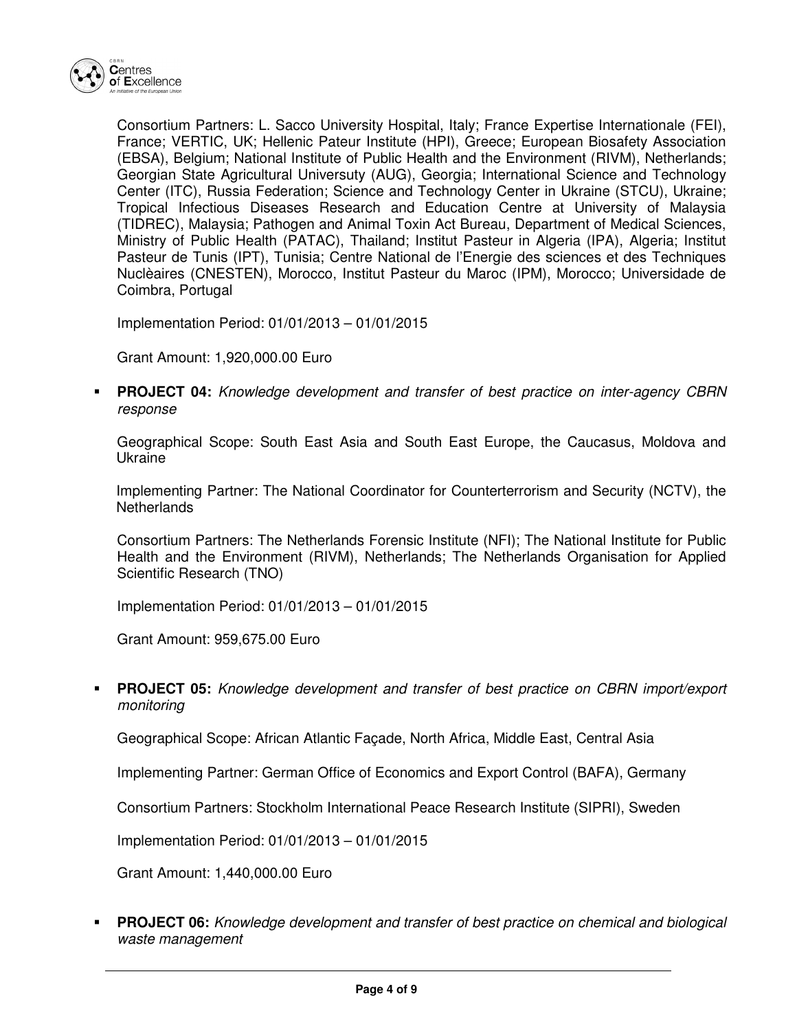Consortium Partners: L. Sacco University Hospital, Italy; France Expertise Internationale (FEI), France; VERTIC, UK; Hellenic Pateur Institute (HPI), Greece; European Biosafety Association (EBSA), Belgium; National Institute of Public Health and the Environment (RIVM), Netherlands; Georgian State Agricultural Universuty (AUG), Georgia; International Science and Technology Center (ITC), Russia Federation; Science and Technology Center in Ukraine (STCU), Ukraine; Tropical Infectious Diseases Research and Education Centre at University of Malaysia (TIDREC), Malaysia; Pathogen and Animal Toxin Act Bureau, Department of Medical Sciences, Ministry of Public Health (PATAC), Thailand; Institut Pasteur in Algeria (IPA), Algeria; Institut Pasteur de Tunis (IPT), Tunisia; Centre National de l'Energie des sciences et des Techniques Nuclèaires (CNESTEN), Morocco, Institut Pasteur du Maroc (IPM), Morocco; Universidade de Coimbra, Portugal

Implementation Period: 01/01/2013 – 01/01/2015

Grant Amount: 1,920,000.00 Euro

- **PROJECT 04:** *Knowledge development and transfer of best practice on inter-agency CBRN response*

  Geographical Scope: South East Asia and South East Europe, the Caucasus, Moldova and Ukraine

  Implementing Partner: The National Coordinator for Counterterrorism and Security (NCTV), the Netherlands

  Consortium Partners: The Netherlands Forensic Institute (NFI); The National Institute for Public Health and the Environment (RIVM), Netherlands; The Netherlands Organisation for Applied Scientific Research (TNO)

  Implementation Period: 01/01/2013 – 01/01/2015

  Grant Amount: 959,675.00 Euro

- **PROJECT 05:** *Knowledge development and transfer of best practice on CBRN import/export monitoring*

  Geographical Scope: African Atlantic Façade, North Africa, Middle East, Central Asia

  Implementing Partner: German Office of Economics and Export Control (BAFA), Germany

  Consortium Partners: Stockholm International Peace Research Institute (SIPRI), Sweden

  Implementation Period: 01/01/2013 – 01/01/2015

  Grant Amount: 1,440,000.00 Euro

- **PROJECT 06:** *Knowledge development and transfer of best practice on chemical and biological waste management*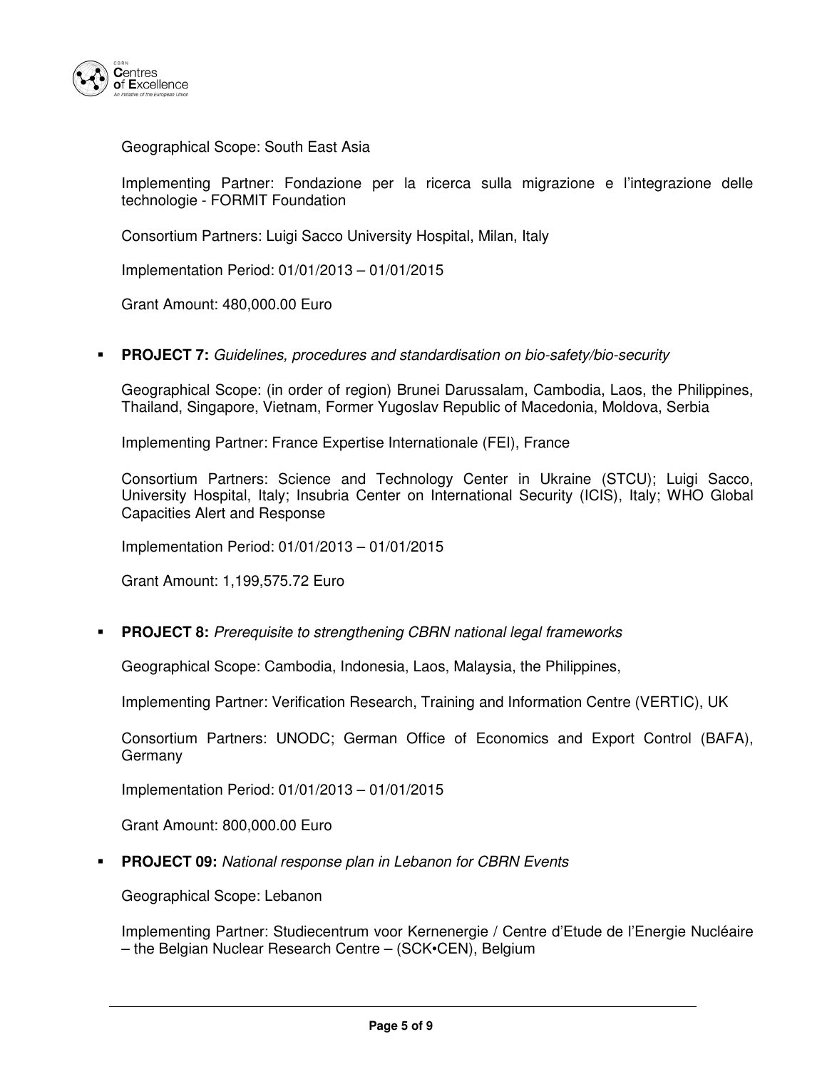Geographical Scope: South East Asia

Implementing Partner: Fondazione per la ricerca sulla migrazione e l'integrazione delle technologie - FORMIT Foundation

Consortium Partners: Luigi Sacco University Hospital, Milan, Italy

Implementation Period: 01/01/2013 – 01/01/2015

Grant Amount: 480,000.00 Euro

- **PROJECT 7:** *Guidelines, procedures and standardisation on bio-safety/bio-security*

  Geographical Scope: (in order of region) Brunei Darussalam, Cambodia, Laos, the Philippines, Thailand, Singapore, Vietnam, Former Yugoslav Republic of Macedonia, Moldova, Serbia

  Implementing Partner: France Expertise Internationale (FEI), France

  Consortium Partners: Science and Technology Center in Ukraine (STCU); Luigi Sacco, University Hospital, Italy; Insubria Center on International Security (ICIS), Italy; WHO Global Capacities Alert and Response

  Implementation Period: 01/01/2013 – 01/01/2015

  Grant Amount: 1,199,575.72 Euro

- **PROJECT 8:** *Prerequisite to strengthening CBRN national legal frameworks*

  Geographical Scope: Cambodia, Indonesia, Laos, Malaysia, the Philippines,

  Implementing Partner: Verification Research, Training and Information Centre (VERTIC), UK

  Consortium Partners: UNODC; German Office of Economics and Export Control (BAFA), Germany

  Implementation Period: 01/01/2013 – 01/01/2015

  Grant Amount: 800,000.00 Euro

- **PROJECT 09:** *National response plan in Lebanon for CBRN Events*

  Geographical Scope: Lebanon

  Implementing Partner: Studiecentrum voor Kernenergie / Centre d'Etude de l'Energie Nucléaire – the Belgian Nuclear Research Centre – (SCK•CEN), Belgium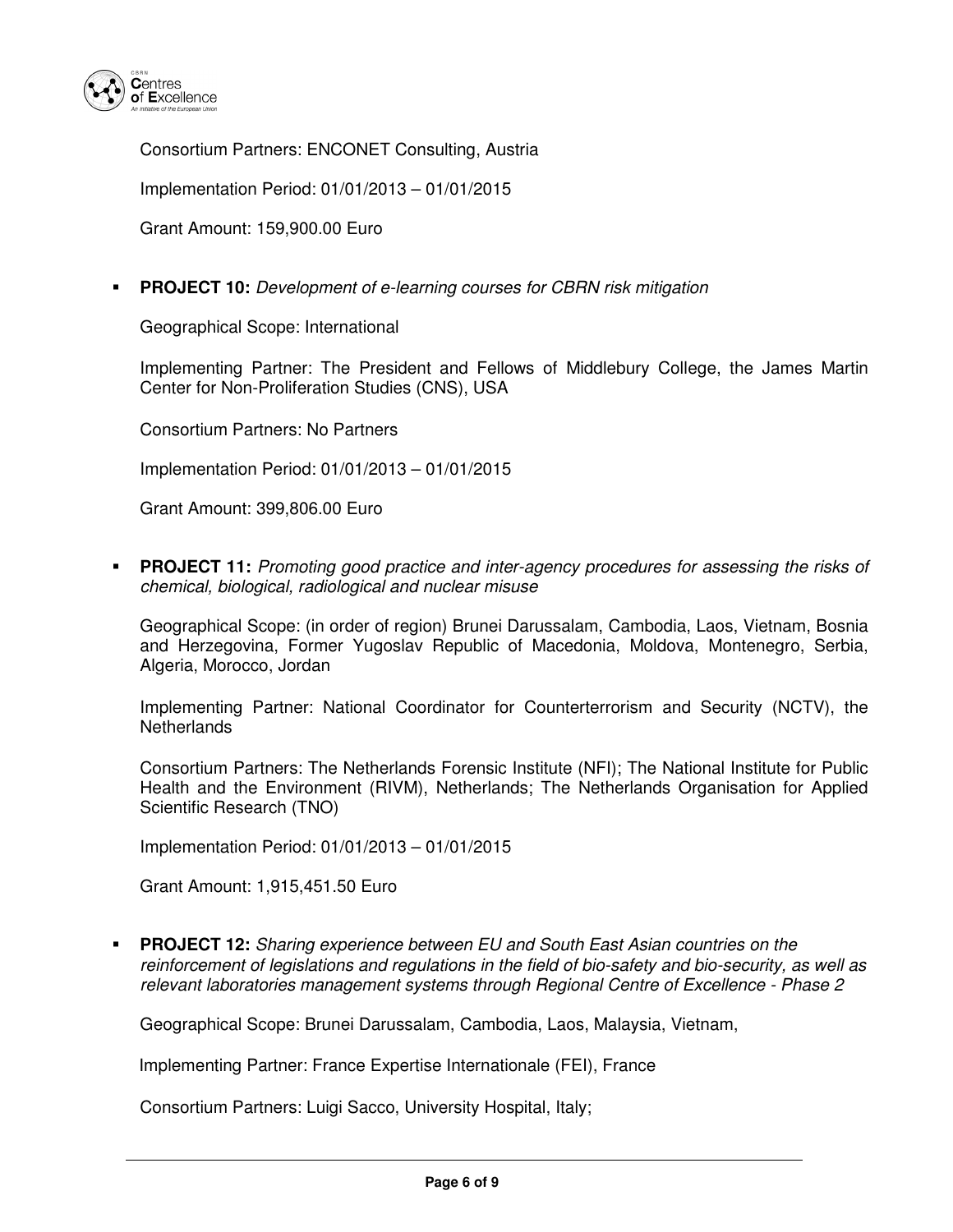Consortium Partners: ENCONET Consulting, Austria

Implementation Period: 01/01/2013 – 01/01/2015

Grant Amount: 159,900.00 Euro

- **PROJECT 10:** *Development of e-learning courses for CBRN risk mitigation*

  Geographical Scope: International

  Implementing Partner: The President and Fellows of Middlebury College, the James Martin Center for Non-Proliferation Studies (CNS), USA

  Consortium Partners: No Partners

  Implementation Period: 01/01/2013 – 01/01/2015

  Grant Amount: 399,806.00 Euro

- **PROJECT 11:** *Promoting good practice and inter-agency procedures for assessing the risks of chemical, biological, radiological and nuclear misuse*

  Geographical Scope: (in order of region) Brunei Darussalam, Cambodia, Laos, Vietnam, Bosnia and Herzegovina, Former Yugoslav Republic of Macedonia, Moldova, Montenegro, Serbia, Algeria, Morocco, Jordan

  Implementing Partner: National Coordinator for Counterterrorism and Security (NCTV), the Netherlands

  Consortium Partners: The Netherlands Forensic Institute (NFI); The National Institute for Public Health and the Environment (RIVM), Netherlands; The Netherlands Organisation for Applied Scientific Research (TNO)

  Implementation Period: 01/01/2013 – 01/01/2015

  Grant Amount: 1,915,451.50 Euro

- **PROJECT 12:** *Sharing experience between EU and South East Asian countries on the reinforcement of legislations and regulations in the field of bio-safety and bio-security, as well as relevant laboratories management systems through Regional Centre of Excellence - Phase 2*

  Geographical Scope: Brunei Darussalam, Cambodia, Laos, Malaysia, Vietnam,

  Implementing Partner: France Expertise Internationale (FEI), France

  Consortium Partners: Luigi Sacco, University Hospital, Italy;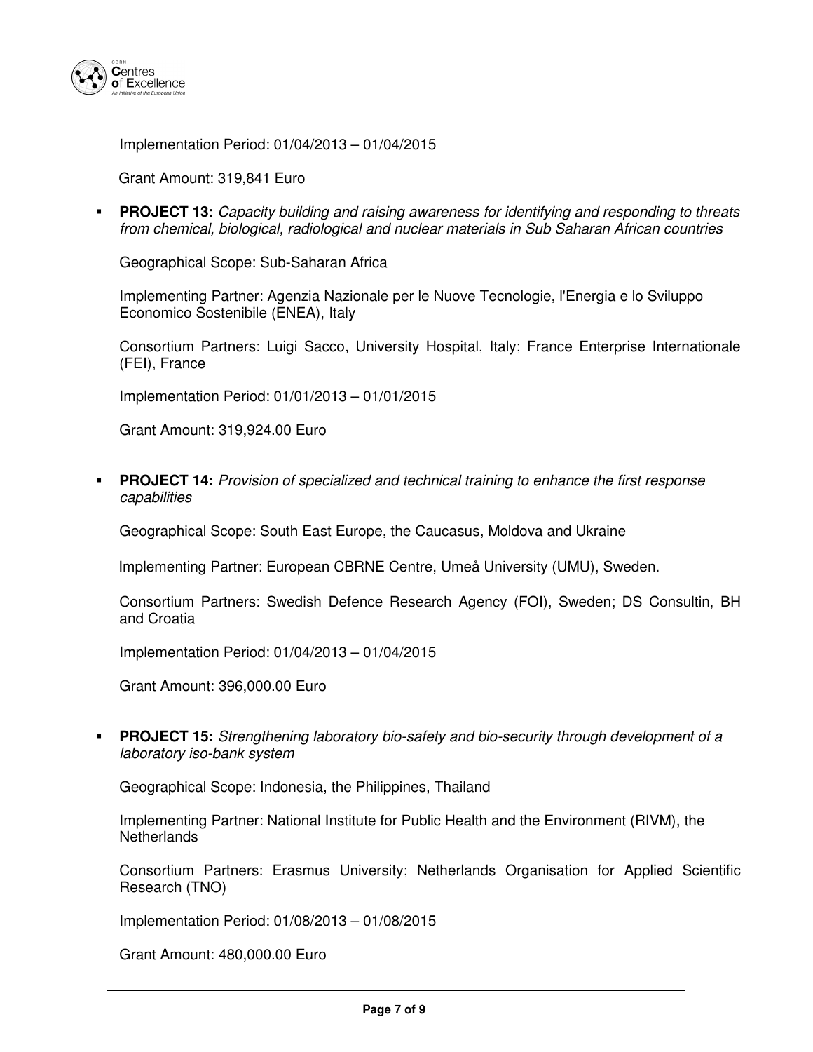Implementation Period: 01/04/2013 – 01/04/2015

Grant Amount: 319,841 Euro

- **PROJECT 13:** *Capacity building and raising awareness for identifying and responding to threats from chemical, biological, radiological and nuclear materials in Sub Saharan African countries*

  Geographical Scope: Sub-Saharan Africa

  Implementing Partner: Agenzia Nazionale per le Nuove Tecnologie, l'Energia e lo Sviluppo Economico Sostenibile (ENEA), Italy

  Consortium Partners: Luigi Sacco, University Hospital, Italy; France Enterprise Internationale (FEI), France

  Implementation Period: 01/01/2013 – 01/01/2015

  Grant Amount: 319,924.00 Euro

- **PROJECT 14:** *Provision of specialized and technical training to enhance the first response capabilities*

  Geographical Scope: South East Europe, the Caucasus, Moldova and Ukraine

  Implementing Partner: European CBRNE Centre, Umeå University (UMU), Sweden.

  Consortium Partners: Swedish Defence Research Agency (FOI), Sweden; DS Consultin, BH and Croatia

  Implementation Period: 01/04/2013 – 01/04/2015

  Grant Amount: 396,000.00 Euro

- **PROJECT 15:** *Strengthening laboratory bio-safety and bio-security through development of a laboratory iso-bank system*

  Geographical Scope: Indonesia, the Philippines, Thailand

  Implementing Partner: National Institute for Public Health and the Environment (RIVM), the Netherlands

  Consortium Partners: Erasmus University; Netherlands Organisation for Applied Scientific Research (TNO)

  Implementation Period: 01/08/2013 – 01/08/2015

  Grant Amount: 480,000.00 Euro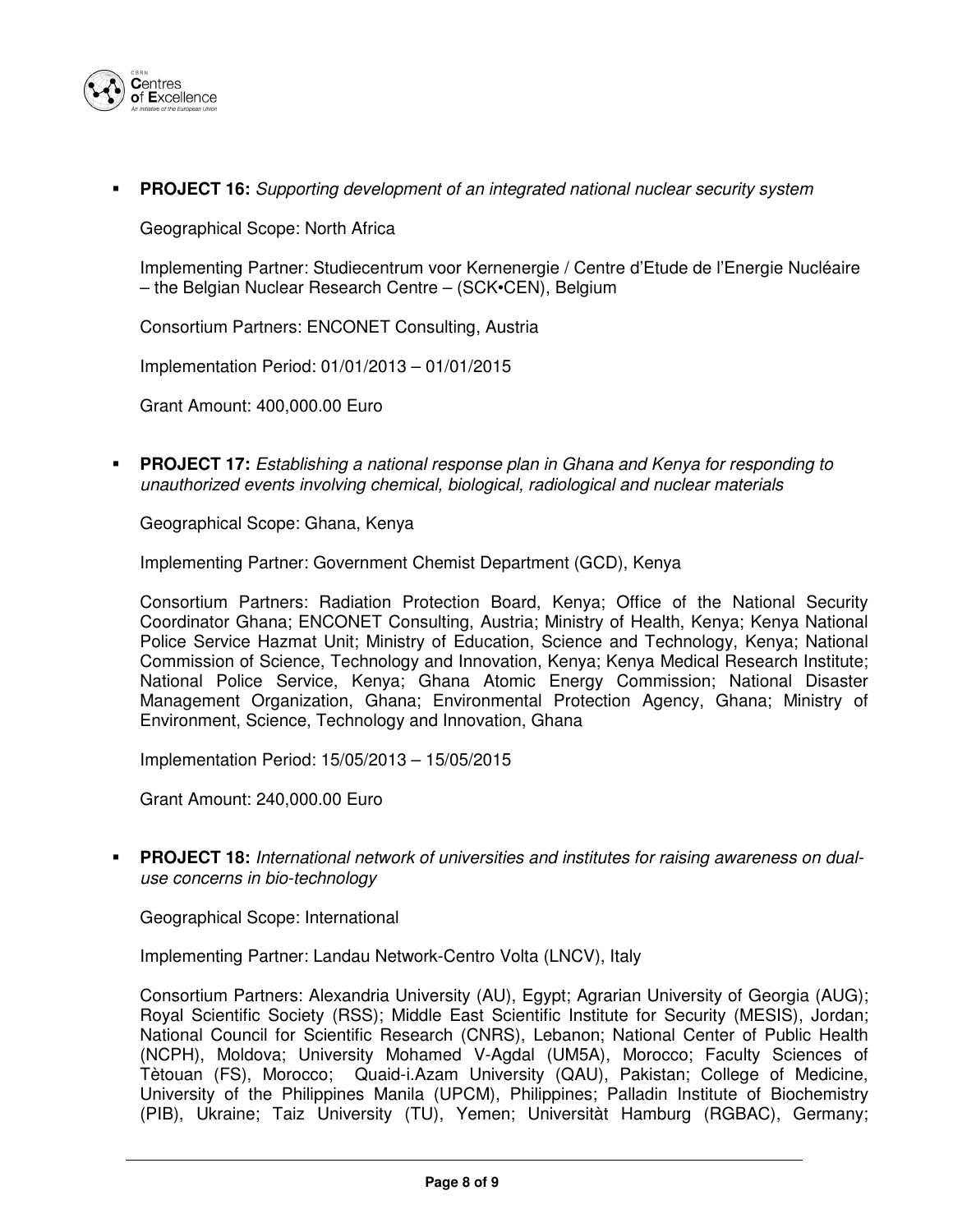- **PROJECT 16:** *Supporting development of an integrated national nuclear security system*

  Geographical Scope: North Africa

  Implementing Partner: Studiecentrum voor Kernenergie / Centre d'Etude de l'Energie Nucléaire – the Belgian Nuclear Research Centre – (SCK•CEN), Belgium

  Consortium Partners: ENCONET Consulting, Austria

  Implementation Period: 01/01/2013 – 01/01/2015

  Grant Amount: 400,000.00 Euro

- **PROJECT 17:** *Establishing a national response plan in Ghana and Kenya for responding to unauthorized events involving chemical, biological, radiological and nuclear materials*

  Geographical Scope: Ghana, Kenya

  Implementing Partner: Government Chemist Department (GCD), Kenya

  Consortium Partners: Radiation Protection Board, Kenya; Office of the National Security Coordinator Ghana; ENCONET Consulting, Austria; Ministry of Health, Kenya; Kenya National Police Service Hazmat Unit; Ministry of Education, Science and Technology, Kenya; National Commission of Science, Technology and Innovation, Kenya; Kenya Medical Research Institute; National Police Service, Kenya; Ghana Atomic Energy Commission; National Disaster Management Organization, Ghana; Environmental Protection Agency, Ghana; Ministry of Environment, Science, Technology and Innovation, Ghana

  Implementation Period: 15/05/2013 – 15/05/2015

  Grant Amount: 240,000.00 Euro

- **PROJECT 18:** *International network of universities and institutes for raising awareness on dual-use concerns in bio-technology*

  Geographical Scope: International

  Implementing Partner: Landau Network-Centro Volta (LNCV), Italy

  Consortium Partners: Alexandria University (AU), Egypt; Agrarian University of Georgia (AUG); Royal Scientific Society (RSS); Middle East Scientific Institute for Security (MESIS), Jordan; National Council for Scientific Research (CNRS), Lebanon; National Center of Public Health (NCPH), Moldova; University Mohamed V-Agdal (UM5A), Morocco; Faculty Sciences of Tètouan (FS), Morocco; Quaid-i.Azam University (QAU), Pakistan; College of Medicine, University of the Philippines Manila (UPCM), Philippines; Palladin Institute of Biochemistry (PIB), Ukraine; Taiz University (TU), Yemen; Universitàt Hamburg (RGBAC), Germany;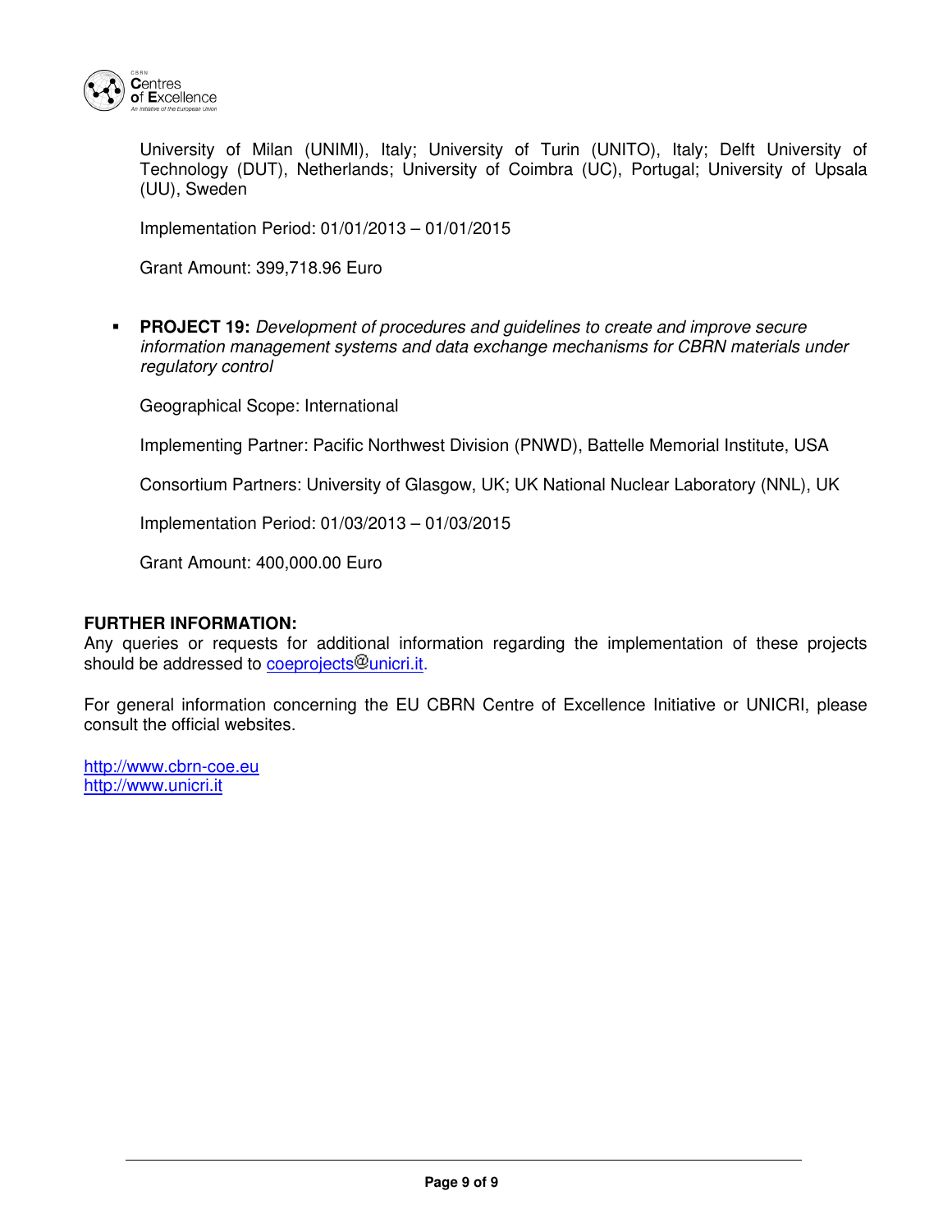University of Milan (UNIMI), Italy; University of Turin (UNITO), Italy; Delft University of Technology (DUT), Netherlands; University of Coimbra (UC), Portugal; University of Upsala (UU), Sweden

Implementation Period: 01/01/2013 – 01/01/2015

Grant Amount: 399,718.96 Euro

- **PROJECT 19:** *Development of procedures and guidelines to create and improve secure information management systems and data exchange mechanisms for CBRN materials under regulatory control*

  Geographical Scope: International

  Implementing Partner: Pacific Northwest Division (PNWD), Battelle Memorial Institute, USA

  Consortium Partners: University of Glasgow, UK; UK National Nuclear Laboratory (NNL), UK

  Implementation Period: 01/03/2013 – 01/03/2015

  Grant Amount: 400,000.00 Euro

**FURTHER INFORMATION:**
Any queries or requests for additional information regarding the implementation of these projects should be addressed to coeprojects@unicri.it.

For general information concerning the EU CBRN Centre of Excellence Initiative or UNICRI, please consult the official websites.

http://www.cbrn-coe.eu
http://www.unicri.it